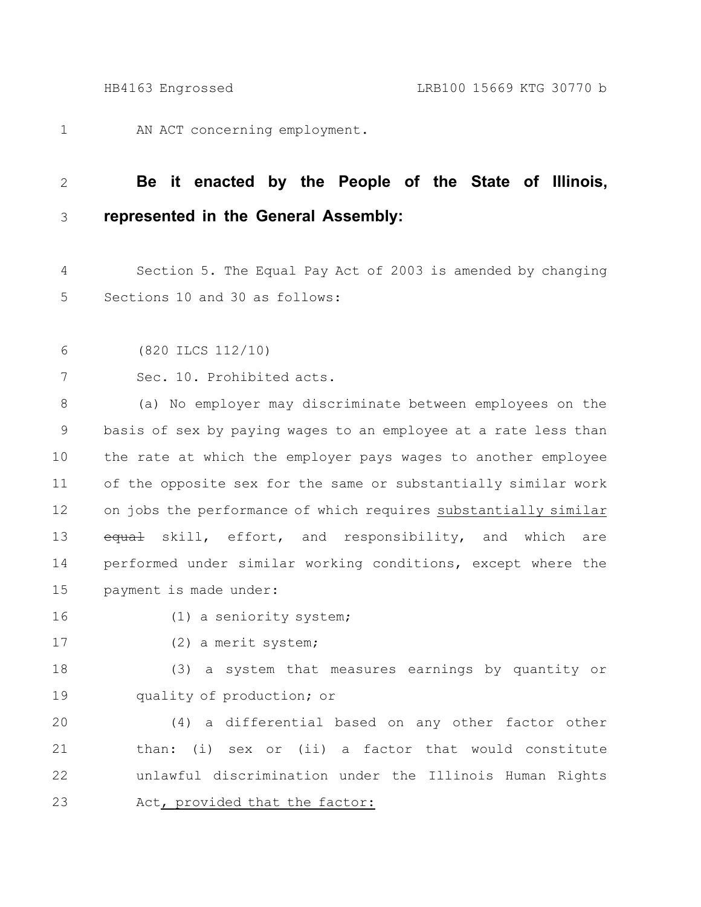AN ACT concerning employment.

**Be it enacted by the People of the State of Illinois, represented in the General Assembly:**

Section 5. The Equal Pay Act of 2003 is amended by changing Sections 10 and 30 as follows:

(820 ILCS 112/10)

Sec. 10. Prohibited acts.

(a) No employer may discriminate between employees on the basis of sex by paying wages to an employee at a rate less than the rate at which the employer pays wages to another employee of the opposite sex for the same or substantially similar work on jobs the performance of which requires <u>substantially similar</u> ~~equal~~ skill, effort, and responsibility, and which are performed under similar working conditions, except where the payment is made under:

(1) a seniority system;

(2) a merit system;

(3) a system that measures earnings by quantity or quality of production; or

(4) a differential based on any other factor other than: (i) sex or (ii) a factor that would constitute unlawful discrimination under the Illinois Human Rights Act<u>, provided that the factor:</u>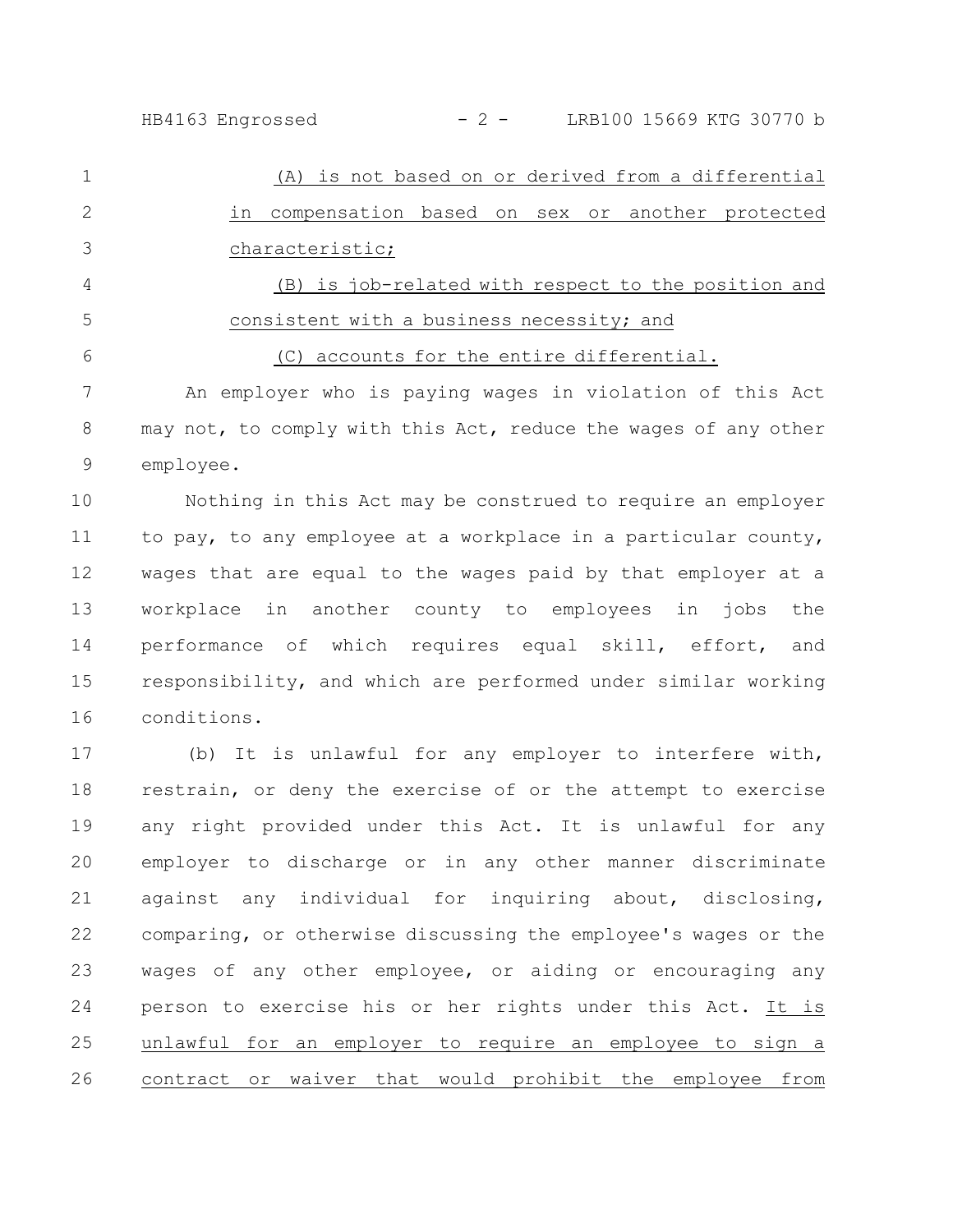(A) is not based on or derived from a differential in compensation based on sex or another protected characteristic;

(B) is job-related with respect to the position and consistent with a business necessity; and

(C) accounts for the entire differential.

An employer who is paying wages in violation of this Act may not, to comply with this Act, reduce the wages of any other employee.

Nothing in this Act may be construed to require an employer to pay, to any employee at a workplace in a particular county, wages that are equal to the wages paid by that employer at a workplace in another county to employees in jobs the performance of which requires equal skill, effort, and responsibility, and which are performed under similar working conditions.

(b) It is unlawful for any employer to interfere with, restrain, or deny the exercise of or the attempt to exercise any right provided under this Act. It is unlawful for any employer to discharge or in any other manner discriminate against any individual for inquiring about, disclosing, comparing, or otherwise discussing the employee's wages or the wages of any other employee, or aiding or encouraging any person to exercise his or her rights under this Act. It is unlawful for an employer to require an employee to sign a contract or waiver that would prohibit the employee from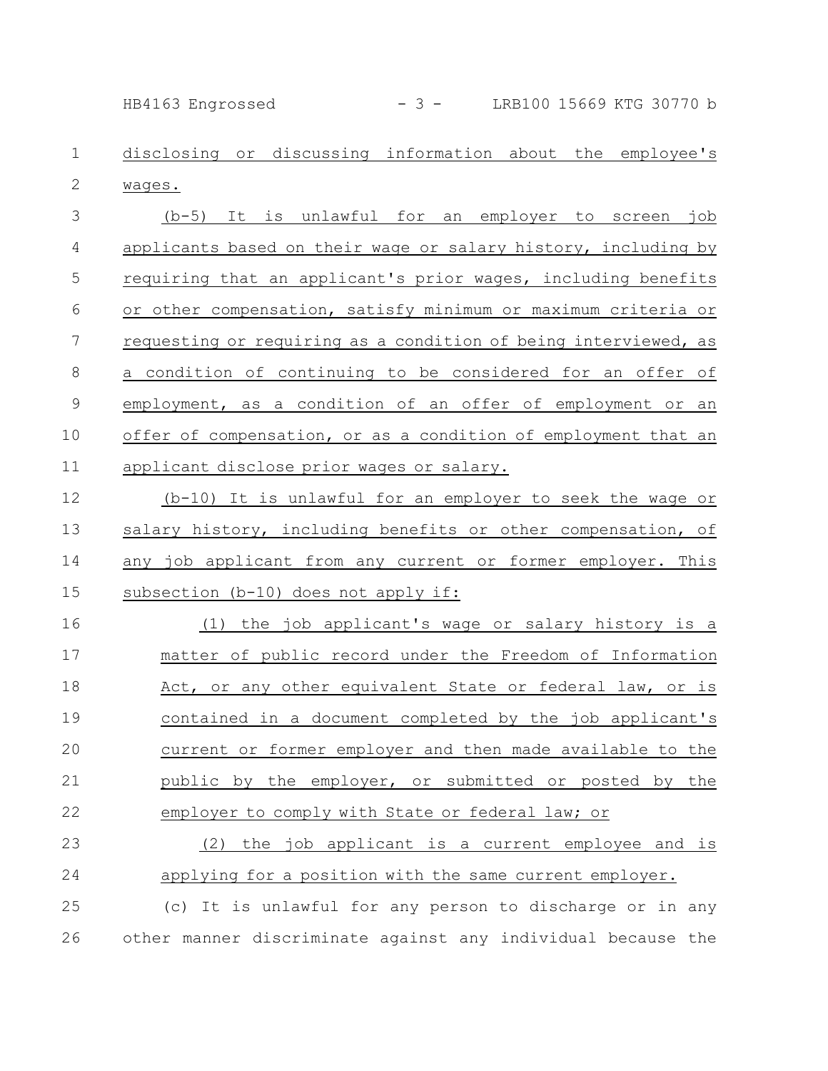disclosing or discussing information about the employee's wages.

(b-5) It is unlawful for an employer to screen job applicants based on their wage or salary history, including by requiring that an applicant's prior wages, including benefits or other compensation, satisfy minimum or maximum criteria or requesting or requiring as a condition of being interviewed, as a condition of continuing to be considered for an offer of employment, as a condition of an offer of employment or an offer of compensation, or as a condition of employment that an applicant disclose prior wages or salary.

(b-10) It is unlawful for an employer to seek the wage or salary history, including benefits or other compensation, of any job applicant from any current or former employer. This subsection (b-10) does not apply if:

(1) the job applicant's wage or salary history is a matter of public record under the Freedom of Information Act, or any other equivalent State or federal law, or is contained in a document completed by the job applicant's current or former employer and then made available to the public by the employer, or submitted or posted by the employer to comply with State or federal law; or

(2) the job applicant is a current employee and is applying for a position with the same current employer.

(c) It is unlawful for any person to discharge or in any other manner discriminate against any individual because the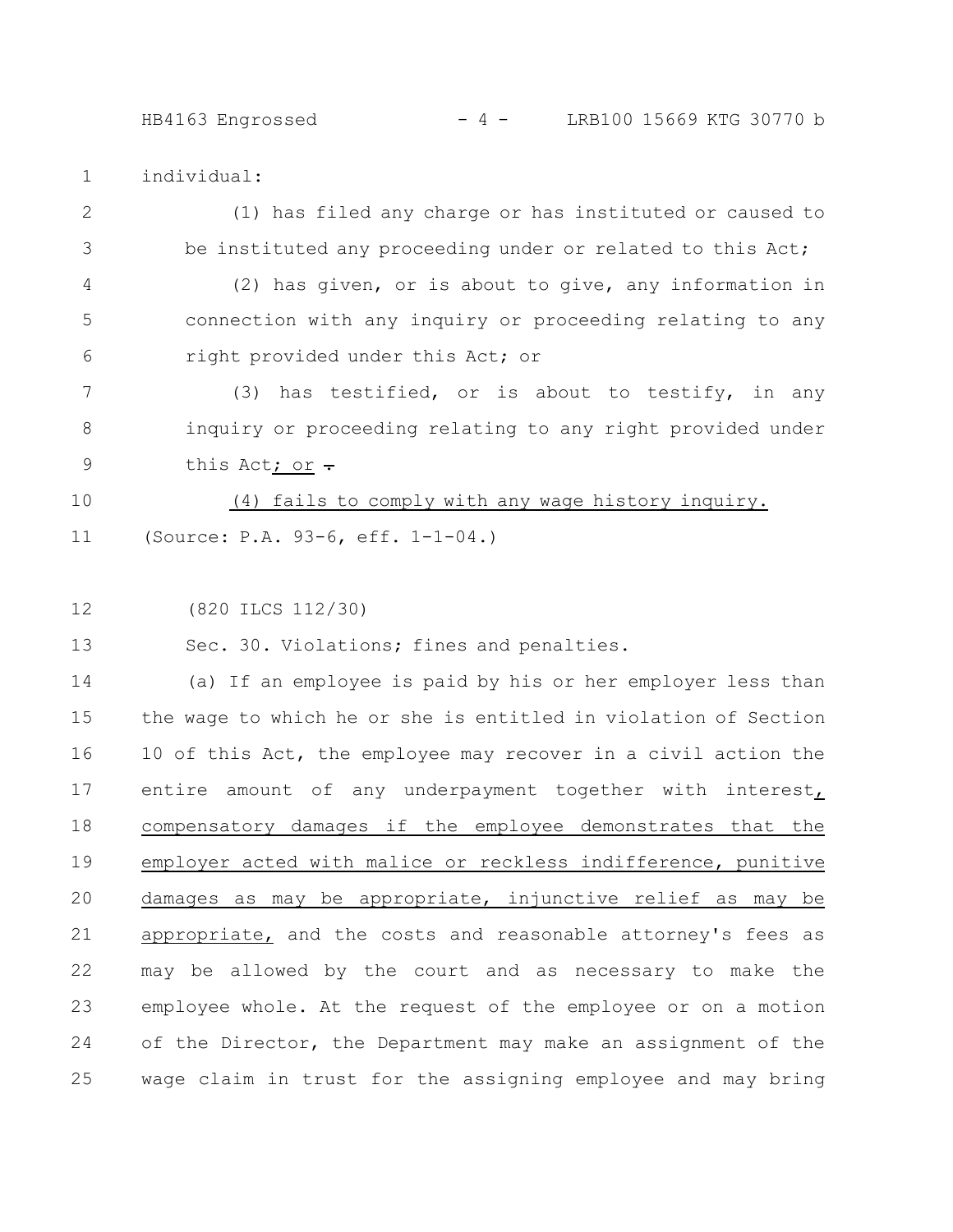individual:

(1) has filed any charge or has instituted or caused to be instituted any proceeding under or related to this Act;

(2) has given, or is about to give, any information in connection with any inquiry or proceeding relating to any right provided under this Act; or

(3) has testified, or is about to testify, in any inquiry or proceeding relating to any right provided under this Act; or ~~.~~

(4) fails to comply with any wage history inquiry.

(Source: P.A. 93-6, eff. 1-1-04.)

(820 ILCS 112/30)

Sec. 30. Violations; fines and penalties.

(a) If an employee is paid by his or her employer less than the wage to which he or she is entitled in violation of Section 10 of this Act, the employee may recover in a civil action the entire amount of any underpayment together with interest, compensatory damages if the employee demonstrates that the employer acted with malice or reckless indifference, punitive damages as may be appropriate, injunctive relief as may be appropriate, and the costs and reasonable attorney's fees as may be allowed by the court and as necessary to make the employee whole. At the request of the employee or on a motion of the Director, the Department may make an assignment of the wage claim in trust for the assigning employee and may bring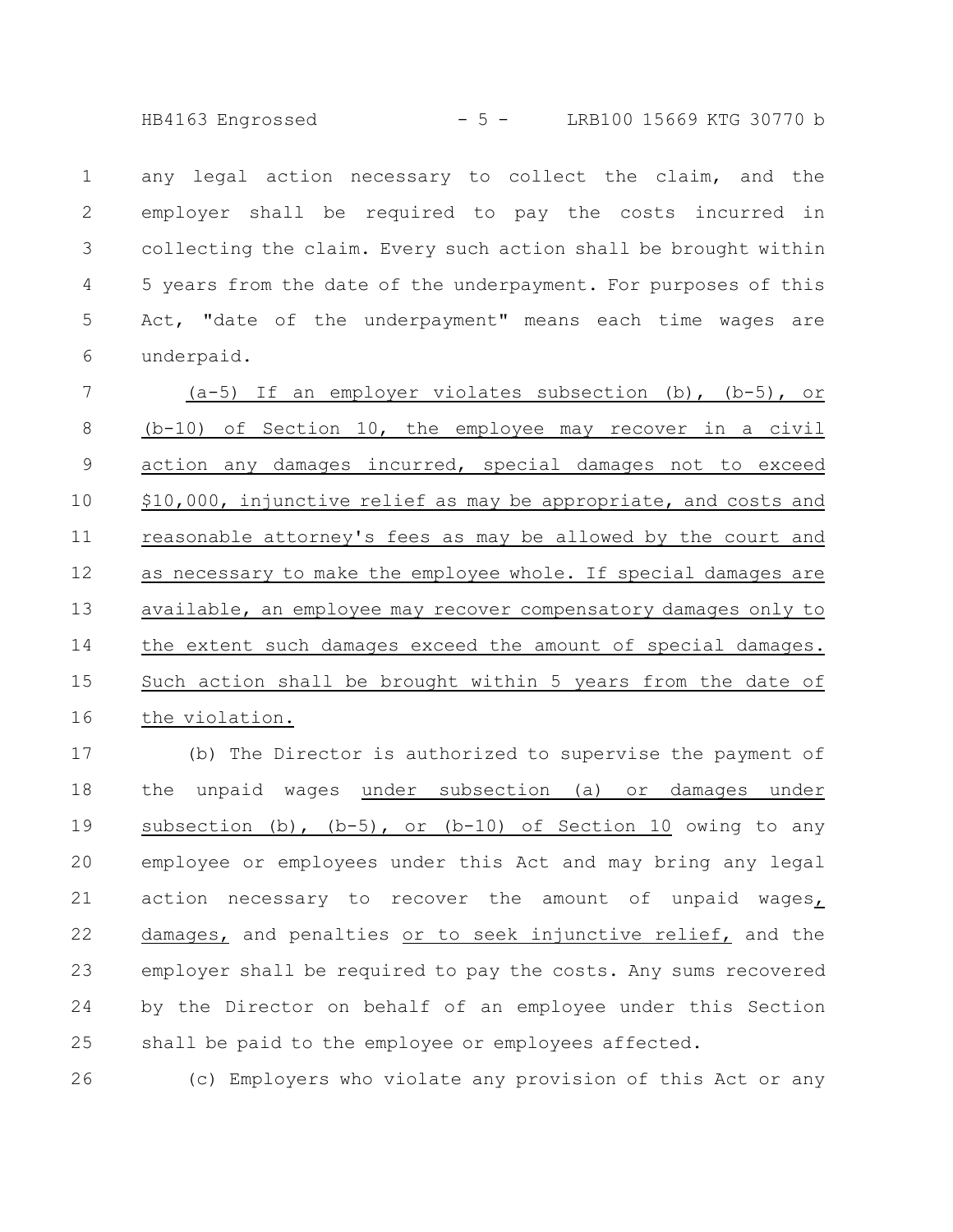any legal action necessary to collect the claim, and the employer shall be required to pay the costs incurred in collecting the claim. Every such action shall be brought within 5 years from the date of the underpayment. For purposes of this Act, "date of the underpayment" means each time wages are underpaid.

(a-5) If an employer violates subsection (b), (b-5), or (b-10) of Section 10, the employee may recover in a civil action any damages incurred, special damages not to exceed $10,000, injunctive relief as may be appropriate, and costs and reasonable attorney's fees as may be allowed by the court and as necessary to make the employee whole. If special damages are available, an employee may recover compensatory damages only to the extent such damages exceed the amount of special damages. Such action shall be brought within 5 years from the date of the violation.

(b) The Director is authorized to supervise the payment of the unpaid wages under subsection (a) or damages under subsection (b), (b-5), or (b-10) of Section 10 owing to any employee or employees under this Act and may bring any legal action necessary to recover the amount of unpaid wages, damages, and penalties or to seek injunctive relief, and the employer shall be required to pay the costs. Any sums recovered by the Director on behalf of an employee under this Section shall be paid to the employee or employees affected.

(c) Employers who violate any provision of this Act or any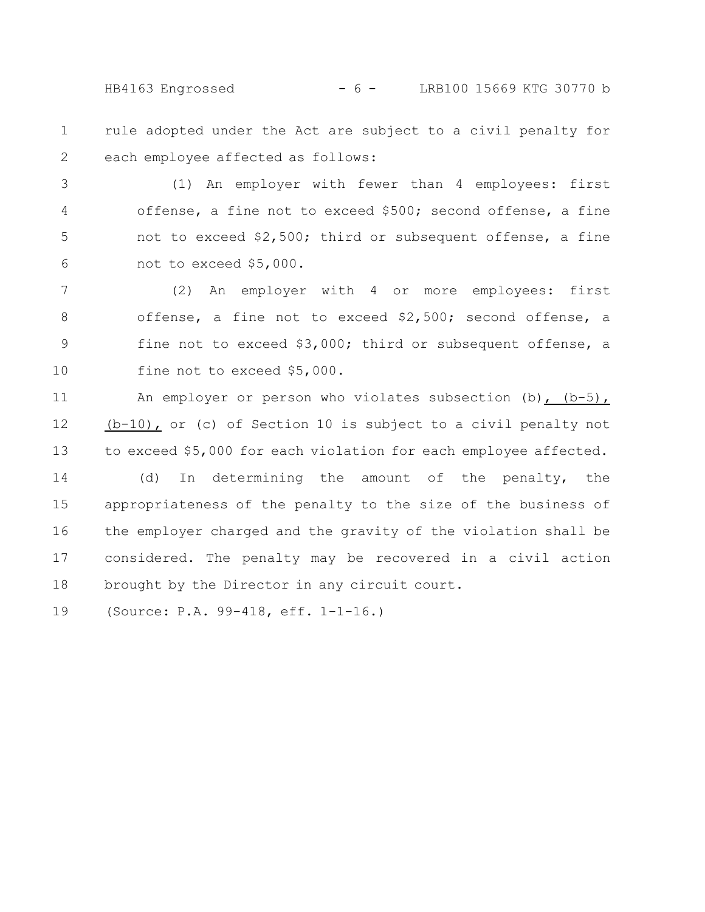rule adopted under the Act are subject to a civil penalty for each employee affected as follows:

(1) An employer with fewer than 4 employees: first offense, a fine not to exceed $500; second offense, a fine not to exceed $2,500; third or subsequent offense, a fine not to exceed $5,000.

(2) An employer with 4 or more employees: first offense, a fine not to exceed $2,500; second offense, a fine not to exceed $3,000; third or subsequent offense, a fine not to exceed $5,000.

An employer or person who violates subsection (b), (b-5), (b-10), or (c) of Section 10 is subject to a civil penalty not to exceed $5,000 for each violation for each employee affected.

(d) In determining the amount of the penalty, the appropriateness of the penalty to the size of the business of the employer charged and the gravity of the violation shall be considered. The penalty may be recovered in a civil action brought by the Director in any circuit court.

(Source: P.A. 99-418, eff. 1-1-16.)